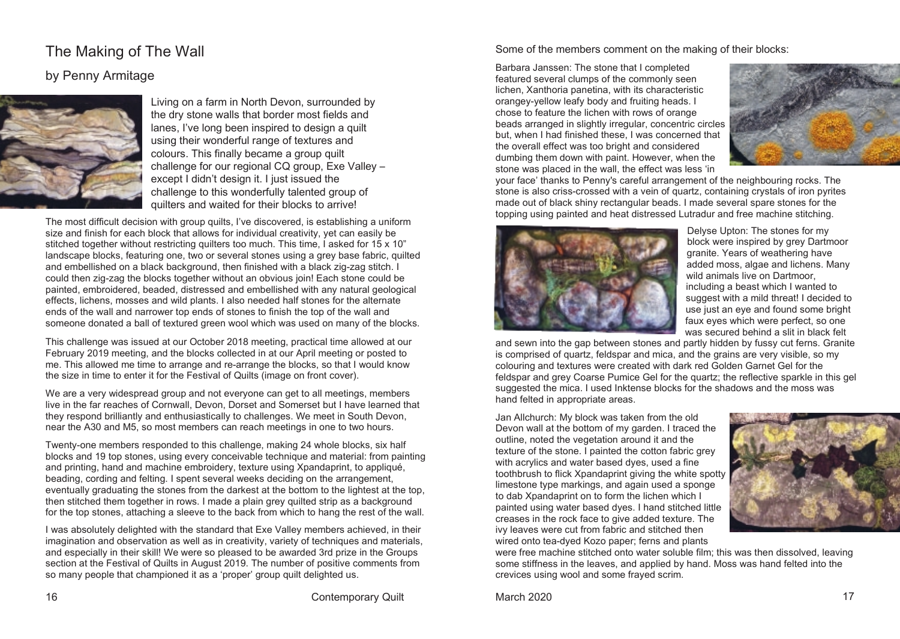# The Making of The Wall

## by Penny Armitage

Living on a farm in North Devon, surrounded by the dry stone walls that border most fields and lanes, I've long been inspired to design a quilt using their wonderful range of textures and colours. This finally became a group quilt challenge for our regional CQ group, Exe Valley – except I didn't design it. I just issued the challenge to this wonderfully talented group of quilters and waited for their blocks to arrive!

The most difficult decision with group quilts, I've discovered, is establishing a uniform size and finish for each block that allows for individual creativity, yet can easily be stitched together without restricting quilters too much. This time, I asked for 15 x 10" landscape blocks, featuring one, two or several stones using a grey base fabric, quilted and embellished on a black background, then finished with a black zig-zag stitch. I could then zig-zag the blocks together without an obvious join! Each stone could be painted, embroidered, beaded, distressed and embellished with any natural geological effects, lichens, mosses and wild plants. I also needed half stones for the alternate ends of the wall and narrower top ends of stones to finish the top of the wall and someone donated a ball of textured green wool which was used on many of the blocks.

This challenge was issued at our October 2018 meeting, practical time allowed at our February 2019 meeting, and the blocks collected in at our April meeting or posted to me. This allowed me time to arrange and re-arrange the blocks, so that I would know the size in time to enter it for the Festival of Quilts (image on front cover).

We are a very widespread group and not everyone can get to all meetings, members live in the far reaches of Cornwall, Devon, Dorset and Somerset but I have learned that they respond brilliantly and enthusiastically to challenges. We meet in South Devon, near the A30 and M5, so most members can reach meetings in one to two hours.

Twenty-one members responded to this challenge, making 24 whole blocks, six half blocks and 19 top stones, using every conceivable technique and material: from painting and printing, hand and machine embroidery, texture using Xpandaprint, to appliqué, beading, cording and felting. I spent several weeks deciding on the arrangement, eventually graduating the stones from the darkest at the bottom to the lightest at the top, then stitched them together in rows. I made a plain grey quilted strip as a background for the top stones, attaching a sleeve to the back from which to hang the rest of the wall.

I was absolutely delighted with the standard that Exe Valley members achieved, in their imagination and observation as well as in creativity, variety of techniques and materials, and especially in their skill! We were so pleased to be awarded 3rd prize in the Groups section at the Festival of Quilts in August 2019. The number of positive comments from so many people that championed it as a 'proper' group quilt delighted us.

Some of the members comment on the making of their blocks:

Barbara Janssen: The stone that I completed featured several clumps of the commonly seen lichen, Xanthoria panetina, with its characteristic orangey-yellow leafy body and fruiting heads. I chose to feature the lichen with rows of orange beads arranged in slightly irregular, concentric circles but, when I had finished these, I was concerned that the overall effect was too bright and considered dumbing them down with paint. However, when the stone was placed in the wall, the effect was less 'in your face' thanks to Penny's careful arrangement of the neighbouring rocks. The stone is also criss-crossed with a vein of quartz, containing crystals of iron pyrites made out of black shiny rectangular beads. I made several spare stones for the topping using painted and heat distressed Lutradur and free machine stitching.

Delyse Upton: The stones for my block were inspired by grey Dartmoor granite. Years of weathering have added moss, algae and lichens. Many wild animals live on Dartmoor, including a beast which I wanted to suggest with a mild threat! I decided to use just an eye and found some bright faux eyes which were perfect, so one was secured behind a slit in black felt and sewn into the gap between stones and partly hidden by fussy cut ferns. Granite is comprised of quartz, feldspar and mica, and the grains are very visible, so my colouring and textures were created with dark red Golden Garnet Gel for the feldspar and grey Coarse Pumice Gel for the quartz; the reflective sparkle in this gel suggested the mica. I used Inktense blocks for the shadows and the moss was hand felted in appropriate areas.

Jan Allchurch: My block was taken from the old Devon wall at the bottom of my garden. I traced the outline, noted the vegetation around it and the texture of the stone. I painted the cotton fabric grey with acrylics and water based dyes, used a fine toothbrush to flick Xpandaprint giving the white spotty limestone type markings, and again used a sponge to dab Xpandaprint on to form the lichen which I painted using water based dyes. I hand stitched little creases in the rock face to give added texture. The ivy leaves were cut from fabric and stitched then wired onto tea-dyed Kozo paper; ferns and plants were free machine stitched onto water soluble film; this was then dissolved, leaving some stiffness in the leaves, and applied by hand. Moss was hand felted into the crevices using wool and some frayed scrim.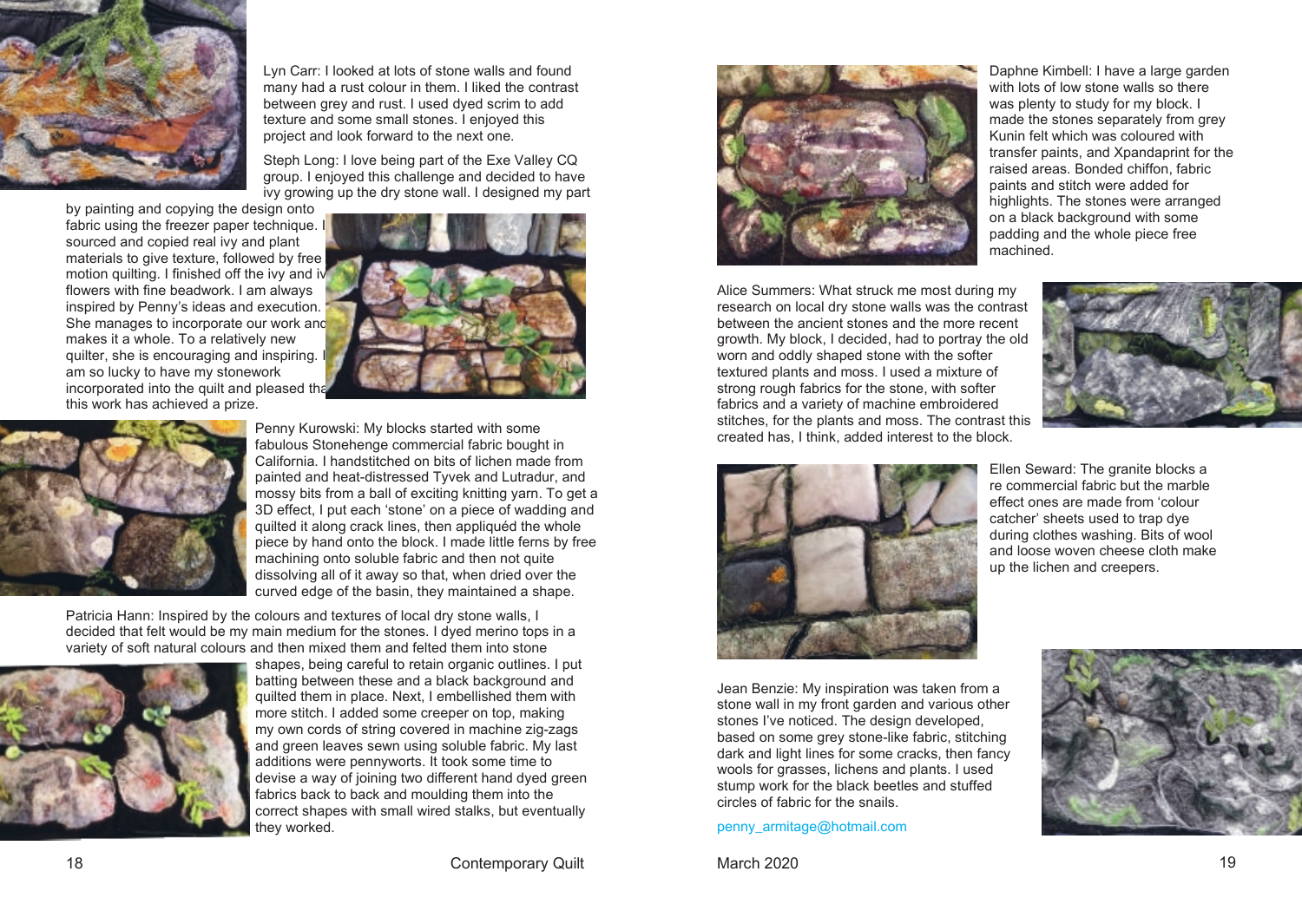Lyn Carr: I looked at lots of stone walls and found many had a rust colour in them. I liked the contrast between grey and rust. I used dyed scrim to add texture and some small stones. I enjoyed this project and look forward to the next one.

Steph Long: I love being part of the Exe Valley CQ group. I enjoyed this challenge and decided to have ivy growing up the dry stone wall. I designed my part by painting and copying the design onto fabric using the freezer paper technique. I sourced and copied real ivy and plant materials to give texture, followed by free motion quilting. I finished off the ivy and ivy flowers with fine beadwork. I am always inspired by Penny's ideas and execution. She manages to incorporate our work and makes it a whole. To a relatively new quilter, she is encouraging and inspiring. I am so lucky to have my stonework incorporated into the quilt and pleased that this work has achieved a prize.

Penny Kurowski: My blocks started with some fabulous Stonehenge commercial fabric bought in California. I handstitched on bits of lichen made from painted and heat-distressed Tyvek and Lutradur, and mossy bits from a ball of exciting knitting yarn. To get a 3D effect, I put each 'stone' on a piece of wadding and quilted it along crack lines, then appliquéd the whole piece by hand onto the block. I made little ferns by free machining onto soluble fabric and then not quite dissolving all of it away so that, when dried over the curved edge of the basin, they maintained a shape.

Patricia Hann: Inspired by the colours and textures of local dry stone walls, I decided that felt would be my main medium for the stones. I dyed merino tops in a variety of soft natural colours and then mixed them and felted them into stone shapes, being careful to retain organic outlines. I put batting between these and a black background and quilted them in place. Next, I embellished them with more stitch. I added some creeper on top, making my own cords of string covered in machine zig-zags and green leaves sewn using soluble fabric. My last additions were pennyworts. It took some time to devise a way of joining two different hand dyed green fabrics back to back and moulding them into the correct shapes with small wired stalks, but eventually they worked.

Daphne Kimbell: I have a large garden with lots of low stone walls so there was plenty to study for my block. I made the stones separately from grey Kunin felt which was coloured with transfer paints, and Xpandaprint for the raised areas. Bonded chiffon, fabric paints and stitch were added for highlights. The stones were arranged on a black background with some padding and the whole piece free machined.

Alice Summers: What struck me most during my research on local dry stone walls was the contrast between the ancient stones and the more recent growth. My block, I decided, had to portray the old worn and oddly shaped stone with the softer textured plants and moss. I used a mixture of strong rough fabrics for the stone, with softer fabrics and a variety of machine embroidered stitches, for the plants and moss. The contrast this created has, I think, added interest to the block.

Ellen Seward: The granite blocks a re commercial fabric but the marble effect ones are made from 'colour catcher' sheets used to trap dye during clothes washing. Bits of wool and loose woven cheese cloth make up the lichen and creepers.

Jean Benzie: My inspiration was taken from a stone wall in my front garden and various other stones I've noticed. The design developed, based on some grey stone-like fabric, stitching dark and light lines for some cracks, then fancy wools for grasses, lichens and plants. I used stump work for the black beetles and stuffed circles of fabric for the snails.

penny_armitage@hotmail.com